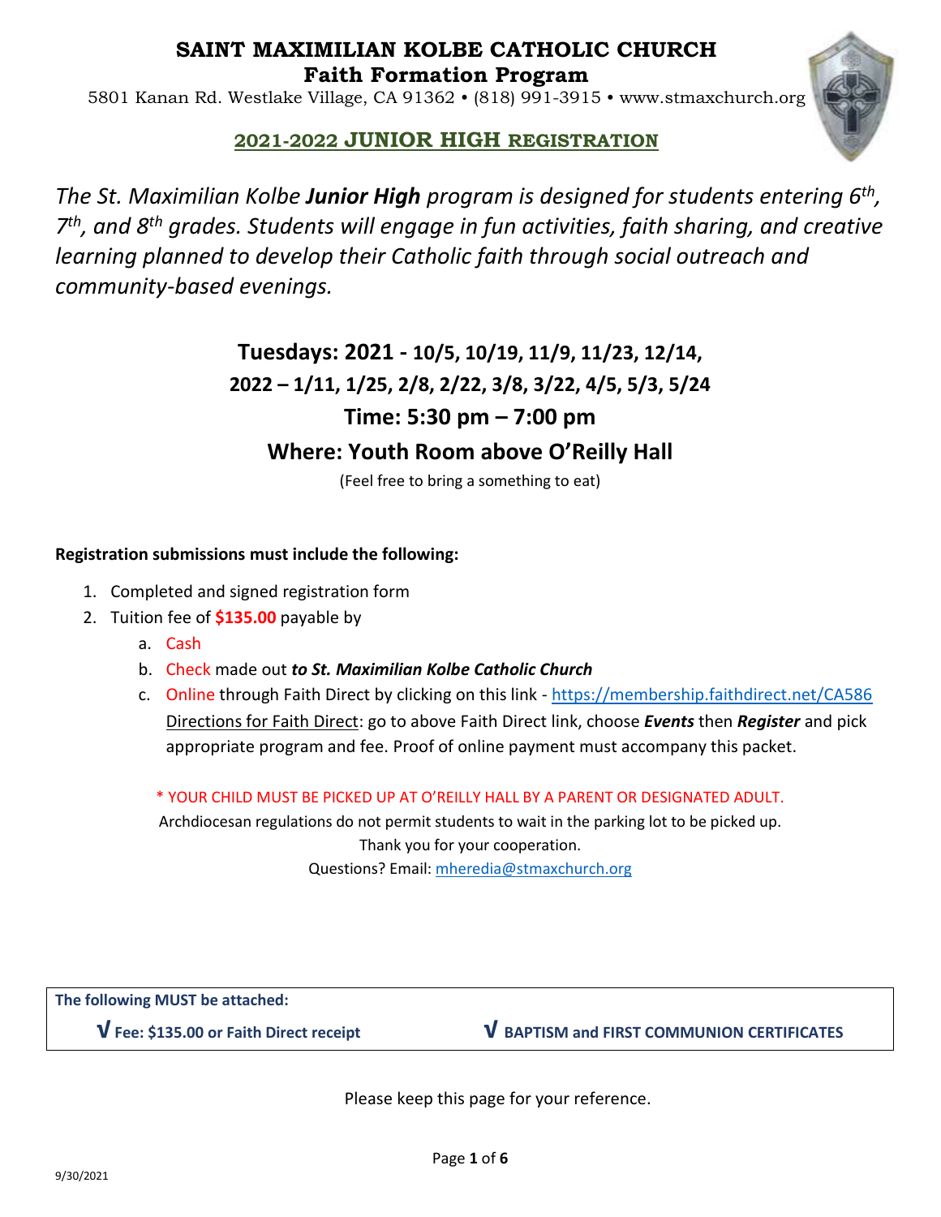# SAINT MAXIMILIAN KOLBE CATHOLIC CHURCH
## Faith Formation Program

5801 Kanan Rd. Westlake Village, CA 91362 • (818) 991-3915 • www.stmaxchurch.org

## 2021-2022 JUNIOR HIGH REGISTRATION

*The St. Maximilian Kolbe **Junior High** program is designed for students entering 6th, 7th, and 8th grades. Students will engage in fun activities, faith sharing, and creative learning planned to develop their Catholic faith through social outreach and community-based evenings.*

**Tuesdays: 2021 - 10/5, 10/19, 11/9, 11/23, 12/14,**
**2022 – 1/11, 1/25, 2/8, 2/22, 3/8, 3/22, 4/5, 5/3, 5/24**

**Time: 5:30 pm – 7:00 pm**

**Where: Youth Room above O'Reilly Hall**

(Feel free to bring a something to eat)

**Registration submissions must include the following:**

1. Completed and signed registration form
2. Tuition fee of **$135.00** payable by
   a. Cash
   b. Check made out ***to St. Maximilian Kolbe Catholic Church***
   c. Online through Faith Direct by clicking on this link - https://membership.faithdirect.net/CA586
      Directions for Faith Direct: go to above Faith Direct link, choose ***Events*** then ***Register*** and pick appropriate program and fee. Proof of online payment must accompany this packet.

\* YOUR CHILD MUST BE PICKED UP AT O'REILLY HALL BY A PARENT OR DESIGNATED ADULT.
Archdiocesan regulations do not permit students to wait in the parking lot to be picked up.
Thank you for your cooperation.
Questions? Email: mheredia@stmaxchurch.org

**The following MUST be attached:**

**√ Fee: $135.00 or Faith Direct receipt**    **√ BAPTISM and FIRST COMMUNION CERTIFICATES**

Please keep this page for your reference.

9/30/2021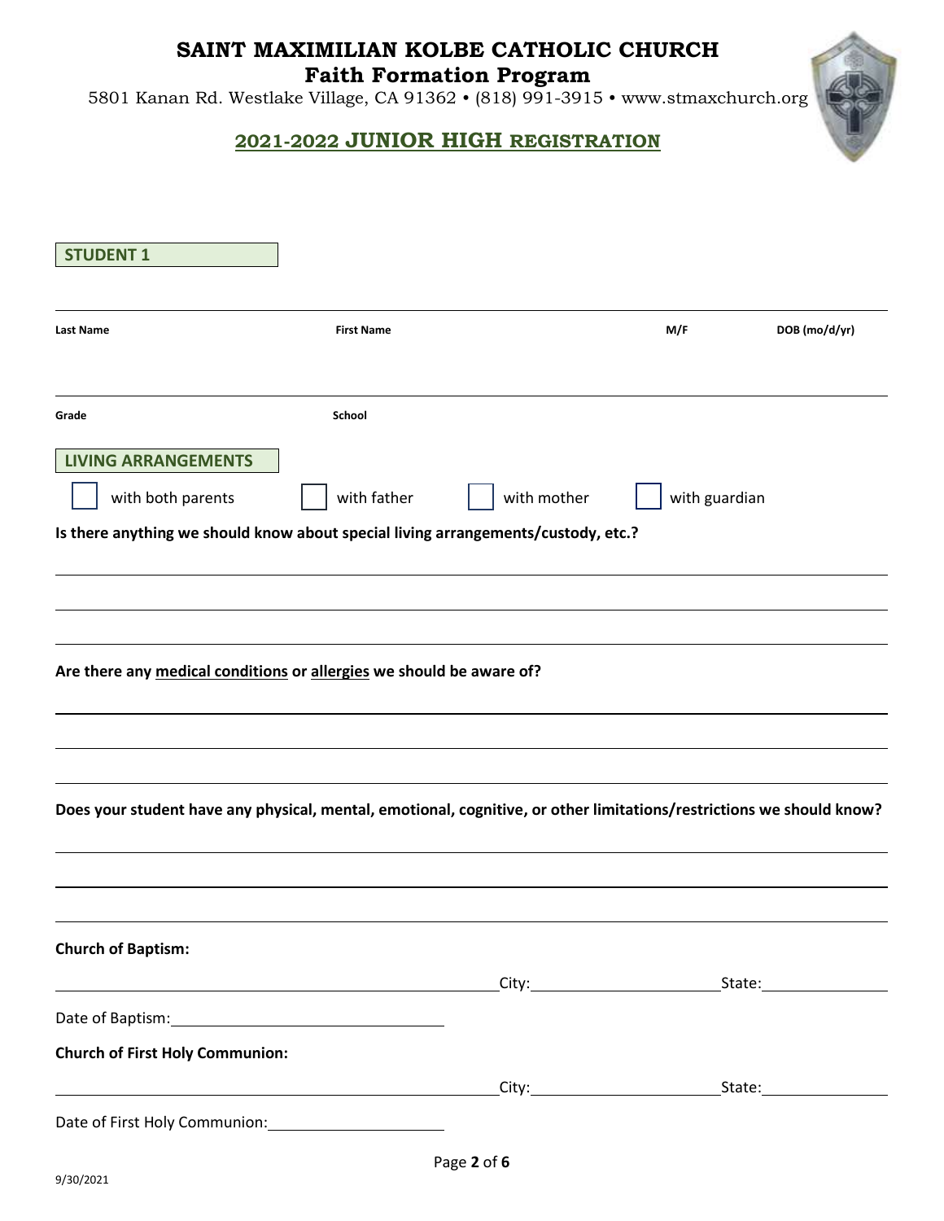# SAINT MAXIMILIAN KOLBE CATHOLIC CHURCH

## Faith Formation Program

5801 Kanan Rd. Westlake Village, CA 91362 • (818) 991-3915 • www.stmaxchurch.org

## 2021-2022 JUNIOR HIGH REGISTRATION

**STUDENT 1**

| Last Name | First Name | M/F | DOB (mo/d/yr) |
|---|---|---|---|

| Grade | School |
|---|---|

**LIVING ARRANGEMENTS**

☐ with both parents ☐ with father ☐ with mother ☐ with guardian

**Is there anything we should know about special living arrangements/custody, etc.?**

______________________________________________

______________________________________________

______________________________________________

**Are there any medical conditions or allergies we should be aware of?**

______________________________________________

______________________________________________

______________________________________________

**Does your student have any physical, mental, emotional, cognitive, or other limitations/restrictions we should know?**

______________________________________________

______________________________________________

______________________________________________

**Church of Baptism:**

______________________________ City:______________ State:__________

Date of Baptism:______________________

**Church of First Holy Communion:**

______________________________ City:______________ State:__________

Date of First Holy Communion:______________

9/30/2021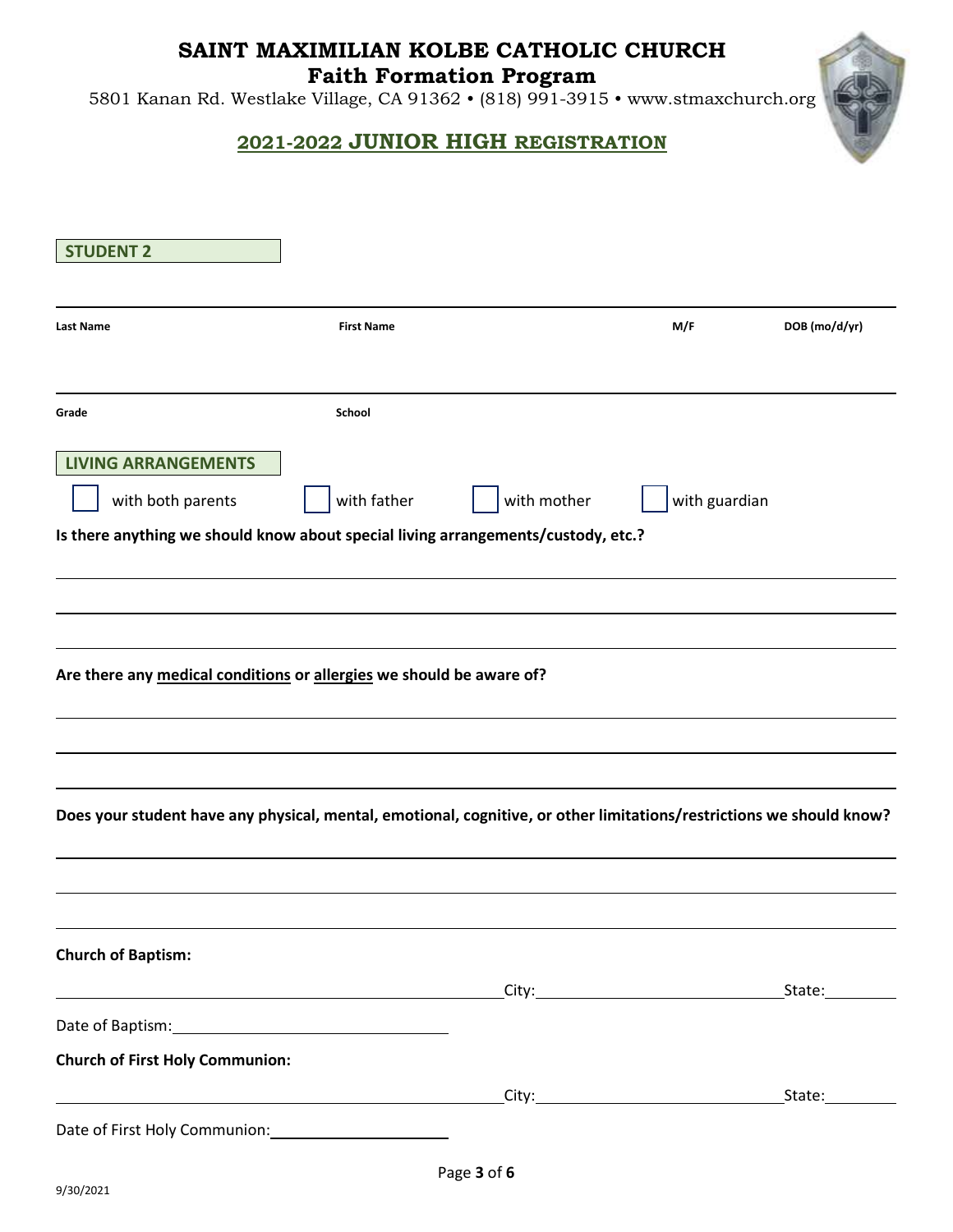# SAINT MAXIMILIAN KOLBE CATHOLIC CHURCH

## Faith Formation Program

5801 Kanan Rd. Westlake Village, CA 91362 • (818) 991-3915 • www.stmaxchurch.org

## 2021-2022 JUNIOR HIGH REGISTRATION

**STUDENT 2**

| Last Name | First Name | M/F | DOB (mo/d/yr) |
|---|---|---|---|
| | | | |

| Grade | School |
|---|---|
| | |

**LIVING ARRANGEMENTS**

☐ with both parents ☐ with father ☐ with mother ☐ with guardian

**Is there anything we should know about special living arrangements/custody, etc.?**

______________________________________________

______________________________________________

______________________________________________

**Are there any medical conditions or allergies we should be aware of?**

______________________________________________

______________________________________________

______________________________________________

**Does your student have any physical, mental, emotional, cognitive, or other limitations/restrictions we should know?**

______________________________________________

______________________________________________

______________________________________________

**Church of Baptism:**

______________________ City: ______________ State: ________

Date of Baptism: ______________________

**Church of First Holy Communion:**

______________________ City: ______________ State: ________

Date of First Holy Communion: ______________________

9/30/2021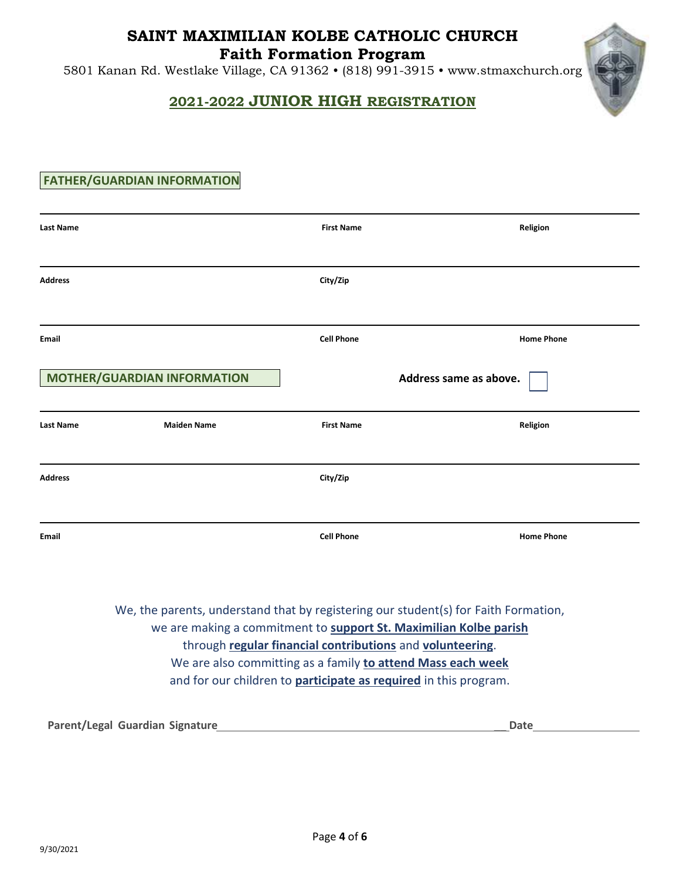# SAINT MAXIMILIAN KOLBE CATHOLIC CHURCH

## Faith Formation Program

5801 Kanan Rd. Westlake Village, CA 91362 • (818) 991-3915 • www.stmaxchurch.org

## 2021-2022 JUNIOR HIGH REGISTRATION

### FATHER/GUARDIAN INFORMATION

| Last Name | First Name | Religion |
|---|---|---|
| | | |

| Address | City/Zip |
|---|---|
| | |

| Email | Cell Phone | Home Phone |
|---|---|---|
| | | |

### MOTHER/GUARDIAN INFORMATION

**Address same as above.** ☐

| Last Name | Maiden Name | First Name | Religion |
|---|---|---|---|
| | | | |

| Address | City/Zip |
|---|---|
| | |

| Email | Cell Phone | Home Phone |
|---|---|---|
| | | |

We, the parents, understand that by registering our student(s) for Faith Formation, we are making a commitment to **support St. Maximilian Kolbe parish** through **regular financial contributions** and **volunteering**. We are also committing as a family **to attend Mass each week** and for our children to **participate as required** in this program.

**Parent/Legal Guardian Signature**\_\_\_\_\_\_\_\_\_\_\_\_\_\_\_\_\_\_\_\_\_\_\_\_\_\_\_\_\_\_\_\_\_\_\_\_ **Date**\_\_\_\_\_\_\_\_\_\_\_\_\_\_

9/30/2021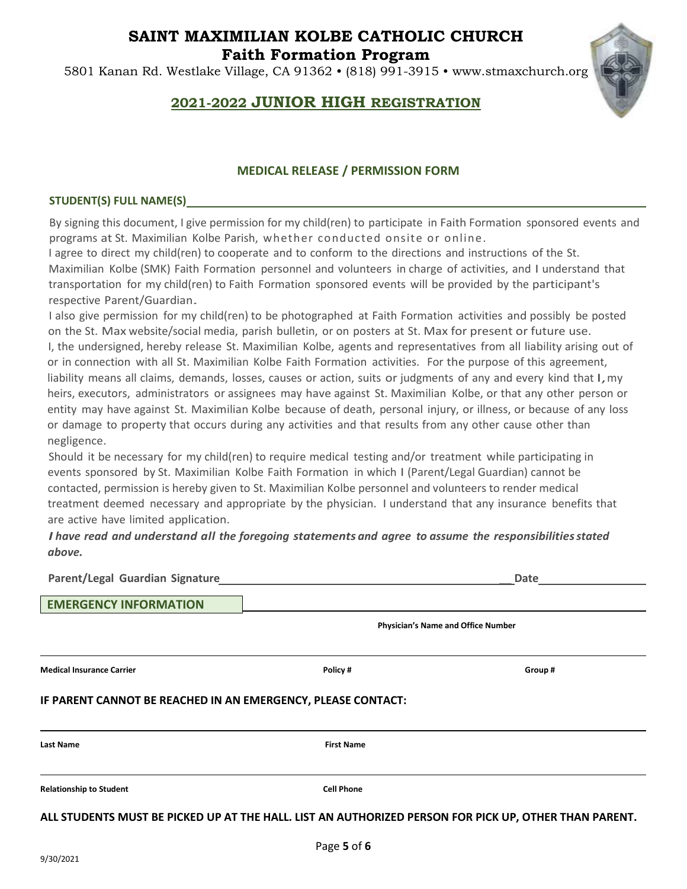# SAINT MAXIMILIAN KOLBE CATHOLIC CHURCH
## Faith Formation Program

5801 Kanan Rd. Westlake Village, CA 91362 • (818) 991-3915 • www.stmaxchurch.org

## 2021-2022 JUNIOR HIGH REGISTRATION

### MEDICAL RELEASE / PERMISSION FORM

**STUDENT(S) FULL NAME(S)**\_\_\_\_\_\_\_\_\_\_\_\_\_\_\_\_\_\_\_\_\_\_\_\_\_\_\_\_\_\_\_\_\_\_\_\_\_\_\_\_

By signing this document, I give permission for my child(ren) to participate in Faith Formation sponsored events and programs at St. Maximilian Kolbe Parish, whether conducted onsite or online.

I agree to direct my child(ren) to cooperate and to conform to the directions and instructions of the St. Maximilian Kolbe (SMK) Faith Formation personnel and volunteers in charge of activities, and I understand that transportation for my child(ren) to Faith Formation sponsored events will be provided by the participant's respective Parent/Guardian.

I also give permission for my child(ren) to be photographed at Faith Formation activities and possibly be posted on the St. Max website/social media, parish bulletin, or on posters at St. Max for present or future use.

I, the undersigned, hereby release St. Maximilian Kolbe, agents and representatives from all liability arising out of or in connection with all St. Maximilian Kolbe Faith Formation activities. For the purpose of this agreement, liability means all claims, demands, losses, causes or action, suits or judgments of any and every kind that I, my heirs, executors, administrators or assignees may have against St. Maximilian Kolbe, or that any other person or entity may have against St. Maximilian Kolbe because of death, personal injury, or illness, or because of any loss or damage to property that occurs during any activities and that results from any other cause other than negligence.

Should it be necessary for my child(ren) to require medical testing and/or treatment while participating in events sponsored by St. Maximilian Kolbe Faith Formation in which I (Parent/Legal Guardian) cannot be contacted, permission is hereby given to St. Maximilian Kolbe personnel and volunteers to render medical treatment deemed necessary and appropriate by the physician. I understand that any insurance benefits that are active have limited application.

***I have read and understand all the foregoing statements and agree to assume the responsibilities stated above.***

**Parent/Legal Guardian Signature**\_\_\_\_\_\_\_\_\_\_\_\_\_\_\_\_\_\_\_\_\_\_\_\_\_\_\_\_\_\_ **Date**\_\_\_\_\_\_\_\_\_\_\_\_

**EMERGENCY INFORMATION**

\_\_\_\_\_\_\_\_\_\_\_\_\_\_\_\_\_\_\_\_\_\_\_\_\_\_\_\_\_\_
**Physician's Name and Office Number**

\_\_\_\_\_\_\_\_\_\_\_\_\_\_\_\_\_\_\_\_\_\_\_\_\_\_\_\_\_\_\_\_\_\_\_\_\_\_\_\_\_\_\_\_\_\_\_\_\_\_\_\_\_\_\_\_
**Medical Insurance Carrier** **Policy #** **Group #**

**IF PARENT CANNOT BE REACHED IN AN EMERGENCY, PLEASE CONTACT:**

\_\_\_\_\_\_\_\_\_\_\_\_\_\_\_\_\_\_\_\_\_\_\_\_\_\_\_\_\_\_\_\_\_\_\_\_\_\_\_\_\_\_\_\_\_\_\_\_\_\_\_\_\_\_\_\_
**Last Name** **First Name**

\_\_\_\_\_\_\_\_\_\_\_\_\_\_\_\_\_\_\_\_\_\_\_\_\_\_\_\_\_\_\_\_\_\_\_\_\_\_\_\_\_\_\_\_\_\_\_\_\_\_\_\_\_\_\_\_
**Relationship to Student** **Cell Phone**

**ALL STUDENTS MUST BE PICKED UP AT THE HALL. LIST AN AUTHORIZED PERSON FOR PICK UP, OTHER THAN PARENT.**

9/30/2021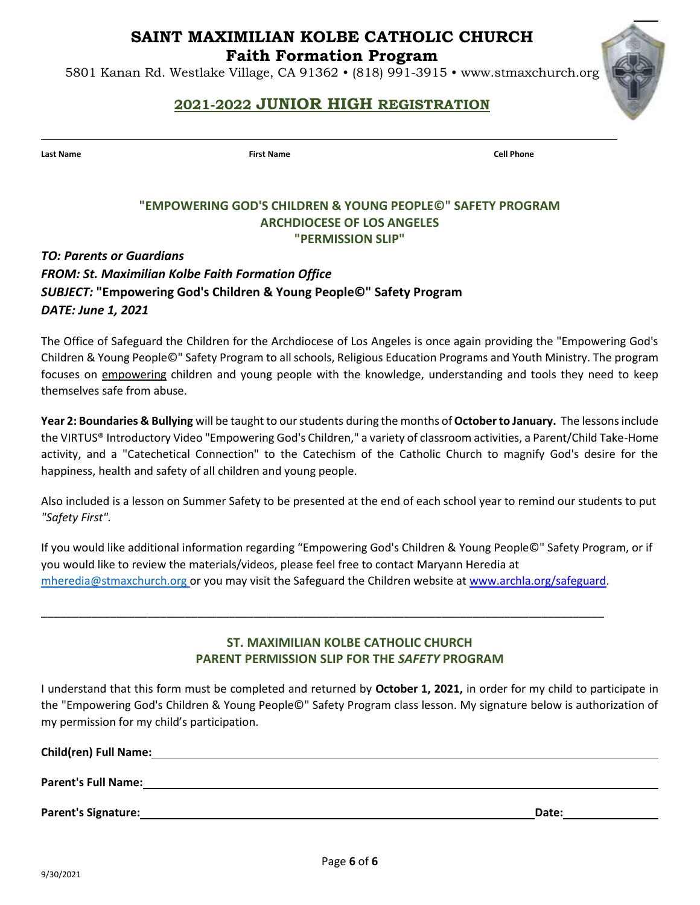# SAINT MAXIMILIAN KOLBE CATHOLIC CHURCH
## Faith Formation Program

5801 Kanan Rd. Westlake Village, CA 91362 • (818) 991-3915 • www.stmaxchurch.org

## 2021-2022 JUNIOR HIGH REGISTRATION

**Last Name** **First Name** **Cell Phone**

### "EMPOWERING GOD'S CHILDREN & YOUNG PEOPLE©" SAFETY PROGRAM
### ARCHDIOCESE OF LOS ANGELES
### "PERMISSION SLIP"

***TO: Parents or Guardians***
***FROM: St. Maximilian Kolbe Faith Formation Office***
***SUBJECT:*** **"Empowering God's Children & Young People©" Safety Program**
***DATE: June 1, 2021***

The Office of Safeguard the Children for the Archdiocese of Los Angeles is once again providing the "Empowering God's Children & Young People©" Safety Program to all schools, Religious Education Programs and Youth Ministry. The program focuses on empowering children and young people with the knowledge, understanding and tools they need to keep themselves safe from abuse.

**Year 2: Boundaries & Bullying** will be taught to our students during the months of **October to January.** The lessons include the VIRTUS® Introductory Video "Empowering God's Children," a variety of classroom activities, a Parent/Child Take-Home activity, and a "Catechetical Connection" to the Catechism of the Catholic Church to magnify God's desire for the happiness, health and safety of all children and young people.

Also included is a lesson on Summer Safety to be presented at the end of each school year to remind our students to put *"Safety First".*

If you would like additional information regarding "Empowering God's Children & Young People©" Safety Program, or if you would like to review the materials/videos, please feel free to contact Maryann Heredia at mheredia@stmaxchurch.org or you may visit the Safeguard the Children website at www.archla.org/safeguard.

---

### ST. MAXIMILIAN KOLBE CATHOLIC CHURCH
### PARENT PERMISSION SLIP FOR THE *SAFETY* PROGRAM

I understand that this form must be completed and returned by **October 1, 2021,** in order for my child to participate in the "Empowering God's Children & Young People©" Safety Program class lesson. My signature below is authorization of my permission for my child's participation.

**Child(ren) Full Name:** ____________________

**Parent's Full Name:** ____________________

**Parent's Signature:** ____________________ **Date:** __________

9/30/2021